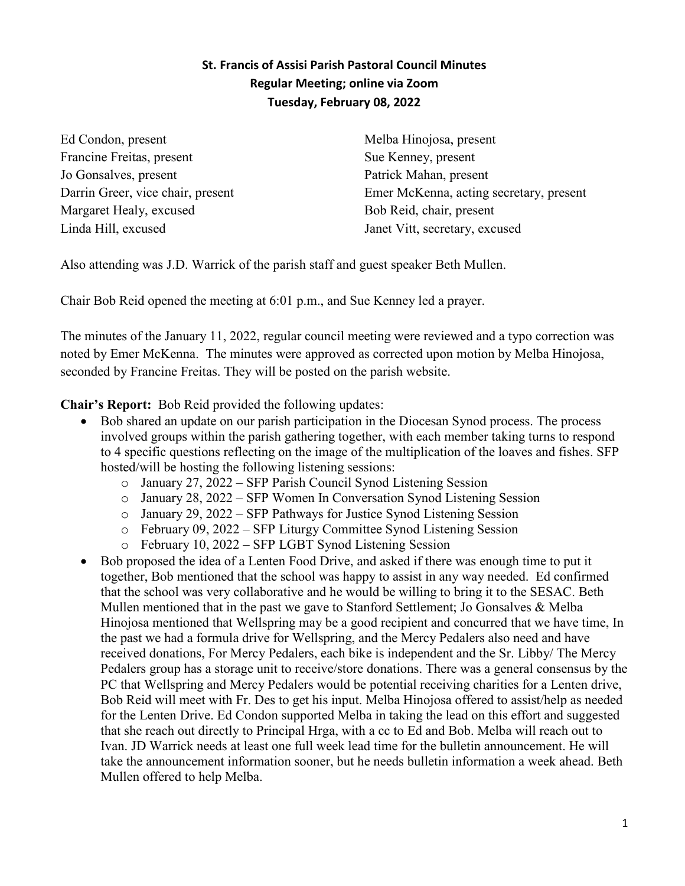# St. Francis of Assisi Parish Pastoral Council Minutes
## Regular Meeting; online via Zoom
## Tuesday, February 08, 2022

| | |
|---|---|
| Ed Condon, present | Melba Hinojosa, present |
| Francine Freitas, present | Sue Kenney, present |
| Jo Gonsalves, present | Patrick Mahan, present |
| Darrin Greer, vice chair, present | Emer McKenna, acting secretary, present |
| Margaret Healy, excused | Bob Reid, chair, present |
| Linda Hill, excused | Janet Vitt, secretary, excused |

Also attending was J.D. Warrick of the parish staff and guest speaker Beth Mullen.

Chair Bob Reid opened the meeting at 6:01 p.m., and Sue Kenney led a prayer.

The minutes of the January 11, 2022, regular council meeting were reviewed and a typo correction was noted by Emer McKenna. The minutes were approved as corrected upon motion by Melba Hinojosa, seconded by Francine Freitas. They will be posted on the parish website.

**Chair's Report:** Bob Reid provided the following updates:

- Bob shared an update on our parish participation in the Diocesan Synod process. The process involved groups within the parish gathering together, with each member taking turns to respond to 4 specific questions reflecting on the image of the multiplication of the loaves and fishes. SFP hosted/will be hosting the following listening sessions:
  - January 27, 2022 – SFP Parish Council Synod Listening Session
  - January 28, 2022 – SFP Women In Conversation Synod Listening Session
  - January 29, 2022 – SFP Pathways for Justice Synod Listening Session
  - February 09, 2022 – SFP Liturgy Committee Synod Listening Session
  - February 10, 2022 – SFP LGBT Synod Listening Session
- Bob proposed the idea of a Lenten Food Drive, and asked if there was enough time to put it together, Bob mentioned that the school was happy to assist in any way needed. Ed confirmed that the school was very collaborative and he would be willing to bring it to the SESAC. Beth Mullen mentioned that in the past we gave to Stanford Settlement; Jo Gonsalves & Melba Hinojosa mentioned that Wellspring may be a good recipient and concurred that we have time, In the past we had a formula drive for Wellspring, and the Mercy Pedalers also need and have received donations, For Mercy Pedalers, each bike is independent and the Sr. Libby/ The Mercy Pedalers group has a storage unit to receive/store donations. There was a general consensus by the PC that Wellspring and Mercy Pedalers would be potential receiving charities for a Lenten drive, Bob Reid will meet with Fr. Des to get his input. Melba Hinojosa offered to assist/help as needed for the Lenten Drive. Ed Condon supported Melba in taking the lead on this effort and suggested that she reach out directly to Principal Hrga, with a cc to Ed and Bob. Melba will reach out to Ivan. JD Warrick needs at least one full week lead time for the bulletin announcement. He will take the announcement information sooner, but he needs bulletin information a week ahead. Beth Mullen offered to help Melba.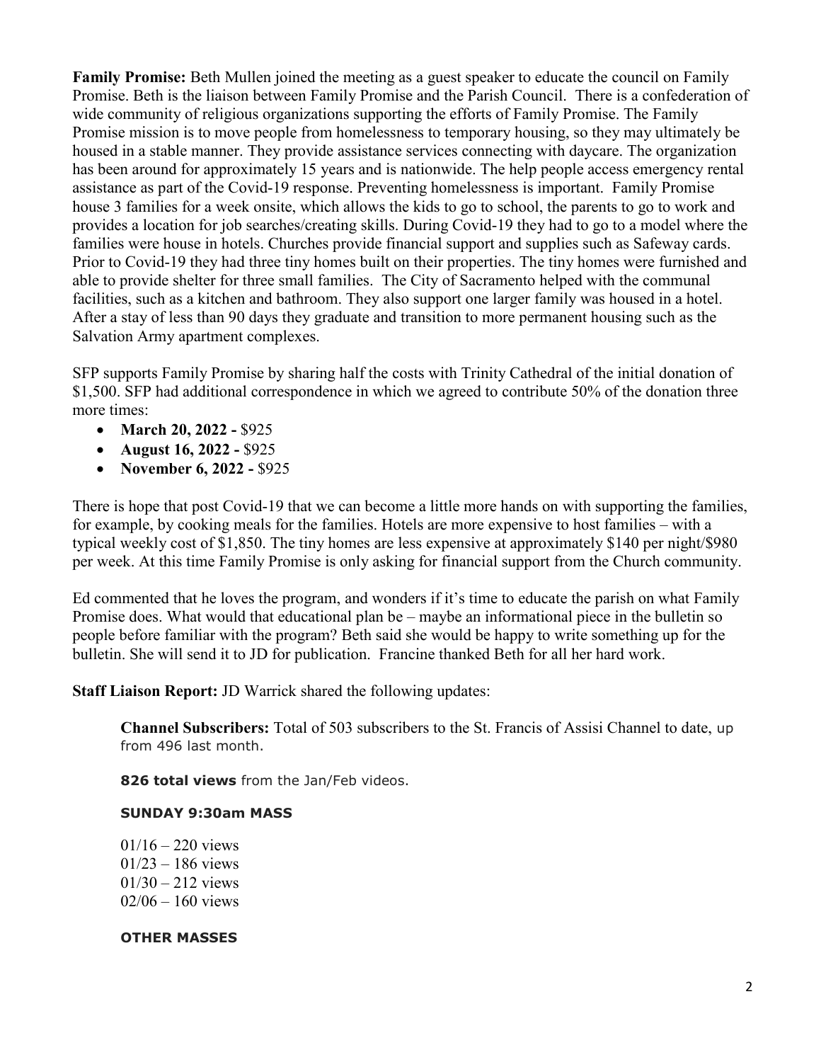**Family Promise:** Beth Mullen joined the meeting as a guest speaker to educate the council on Family Promise. Beth is the liaison between Family Promise and the Parish Council. There is a confederation of wide community of religious organizations supporting the efforts of Family Promise. The Family Promise mission is to move people from homelessness to temporary housing, so they may ultimately be housed in a stable manner. They provide assistance services connecting with daycare. The organization has been around for approximately 15 years and is nationwide. The help people access emergency rental assistance as part of the Covid-19 response. Preventing homelessness is important. Family Promise house 3 families for a week onsite, which allows the kids to go to school, the parents to go to work and provides a location for job searches/creating skills. During Covid-19 they had to go to a model where the families were house in hotels. Churches provide financial support and supplies such as Safeway cards. Prior to Covid-19 they had three tiny homes built on their properties. The tiny homes were furnished and able to provide shelter for three small families. The City of Sacramento helped with the communal facilities, such as a kitchen and bathroom. They also support one larger family was housed in a hotel. After a stay of less than 90 days they graduate and transition to more permanent housing such as the Salvation Army apartment complexes.

SFP supports Family Promise by sharing half the costs with Trinity Cathedral of the initial donation of $1,500. SFP had additional correspondence in which we agreed to contribute 50% of the donation three more times:

- **March 20, 2022 -** $925
- **August 16, 2022 -** $925
- **November 6, 2022 -** $925

There is hope that post Covid-19 that we can become a little more hands on with supporting the families, for example, by cooking meals for the families. Hotels are more expensive to host families – with a typical weekly cost of $1,850. The tiny homes are less expensive at approximately $140 per night/$980 per week. At this time Family Promise is only asking for financial support from the Church community.

Ed commented that he loves the program, and wonders if it's time to educate the parish on what Family Promise does. What would that educational plan be – maybe an informational piece in the bulletin so people before familiar with the program? Beth said she would be happy to write something up for the bulletin. She will send it to JD for publication. Francine thanked Beth for all her hard work.

**Staff Liaison Report:** JD Warrick shared the following updates:

**Channel Subscribers:** Total of 503 subscribers to the St. Francis of Assisi Channel to date, up from 496 last month.

**826 total views** from the Jan/Feb videos.

**SUNDAY 9:30am MASS**

01/16 – 220 views
01/23 – 186 views
01/30 – 212 views
02/06 – 160 views

**OTHER MASSES**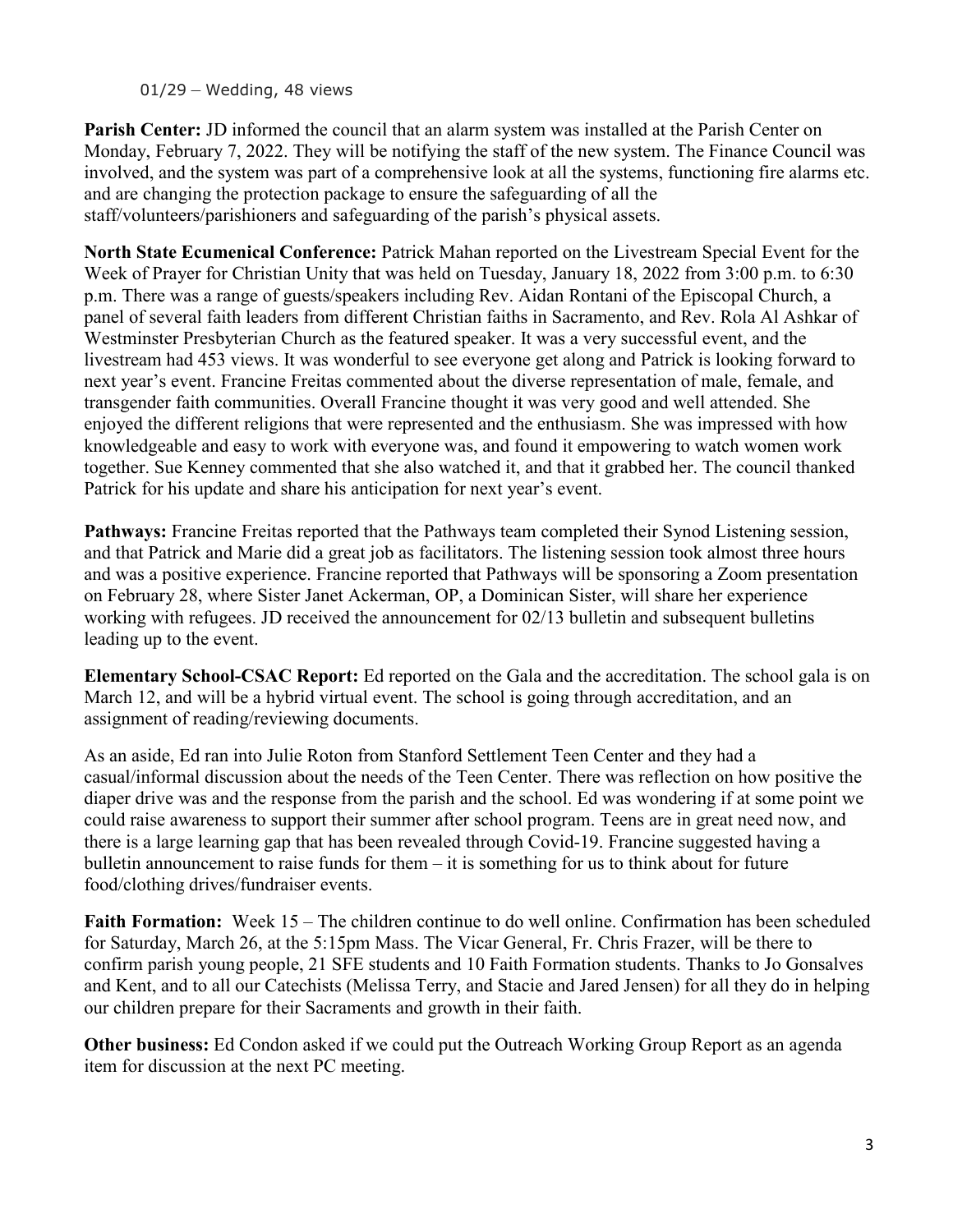01/29 – Wedding, 48 views

**Parish Center:** JD informed the council that an alarm system was installed at the Parish Center on Monday, February 7, 2022. They will be notifying the staff of the new system. The Finance Council was involved, and the system was part of a comprehensive look at all the systems, functioning fire alarms etc. and are changing the protection package to ensure the safeguarding of all the staff/volunteers/parishioners and safeguarding of the parish's physical assets.

**North State Ecumenical Conference:** Patrick Mahan reported on the Livestream Special Event for the Week of Prayer for Christian Unity that was held on Tuesday, January 18, 2022 from 3:00 p.m. to 6:30 p.m. There was a range of guests/speakers including Rev. Aidan Rontani of the Episcopal Church, a panel of several faith leaders from different Christian faiths in Sacramento, and Rev. Rola Al Ashkar of Westminster Presbyterian Church as the featured speaker. It was a very successful event, and the livestream had 453 views. It was wonderful to see everyone get along and Patrick is looking forward to next year's event. Francine Freitas commented about the diverse representation of male, female, and transgender faith communities. Overall Francine thought it was very good and well attended. She enjoyed the different religions that were represented and the enthusiasm. She was impressed with how knowledgeable and easy to work with everyone was, and found it empowering to watch women work together. Sue Kenney commented that she also watched it, and that it grabbed her. The council thanked Patrick for his update and share his anticipation for next year's event.

**Pathways:** Francine Freitas reported that the Pathways team completed their Synod Listening session, and that Patrick and Marie did a great job as facilitators. The listening session took almost three hours and was a positive experience. Francine reported that Pathways will be sponsoring a Zoom presentation on February 28, where Sister Janet Ackerman, OP, a Dominican Sister, will share her experience working with refugees. JD received the announcement for 02/13 bulletin and subsequent bulletins leading up to the event.

**Elementary School-CSAC Report:** Ed reported on the Gala and the accreditation. The school gala is on March 12, and will be a hybrid virtual event. The school is going through accreditation, and an assignment of reading/reviewing documents.

As an aside, Ed ran into Julie Roton from Stanford Settlement Teen Center and they had a casual/informal discussion about the needs of the Teen Center. There was reflection on how positive the diaper drive was and the response from the parish and the school. Ed was wondering if at some point we could raise awareness to support their summer after school program. Teens are in great need now, and there is a large learning gap that has been revealed through Covid-19. Francine suggested having a bulletin announcement to raise funds for them – it is something for us to think about for future food/clothing drives/fundraiser events.

**Faith Formation:** Week 15 – The children continue to do well online. Confirmation has been scheduled for Saturday, March 26, at the 5:15pm Mass. The Vicar General, Fr. Chris Frazer, will be there to confirm parish young people, 21 SFE students and 10 Faith Formation students. Thanks to Jo Gonsalves and Kent, and to all our Catechists (Melissa Terry, and Stacie and Jared Jensen) for all they do in helping our children prepare for their Sacraments and growth in their faith.

**Other business:** Ed Condon asked if we could put the Outreach Working Group Report as an agenda item for discussion at the next PC meeting.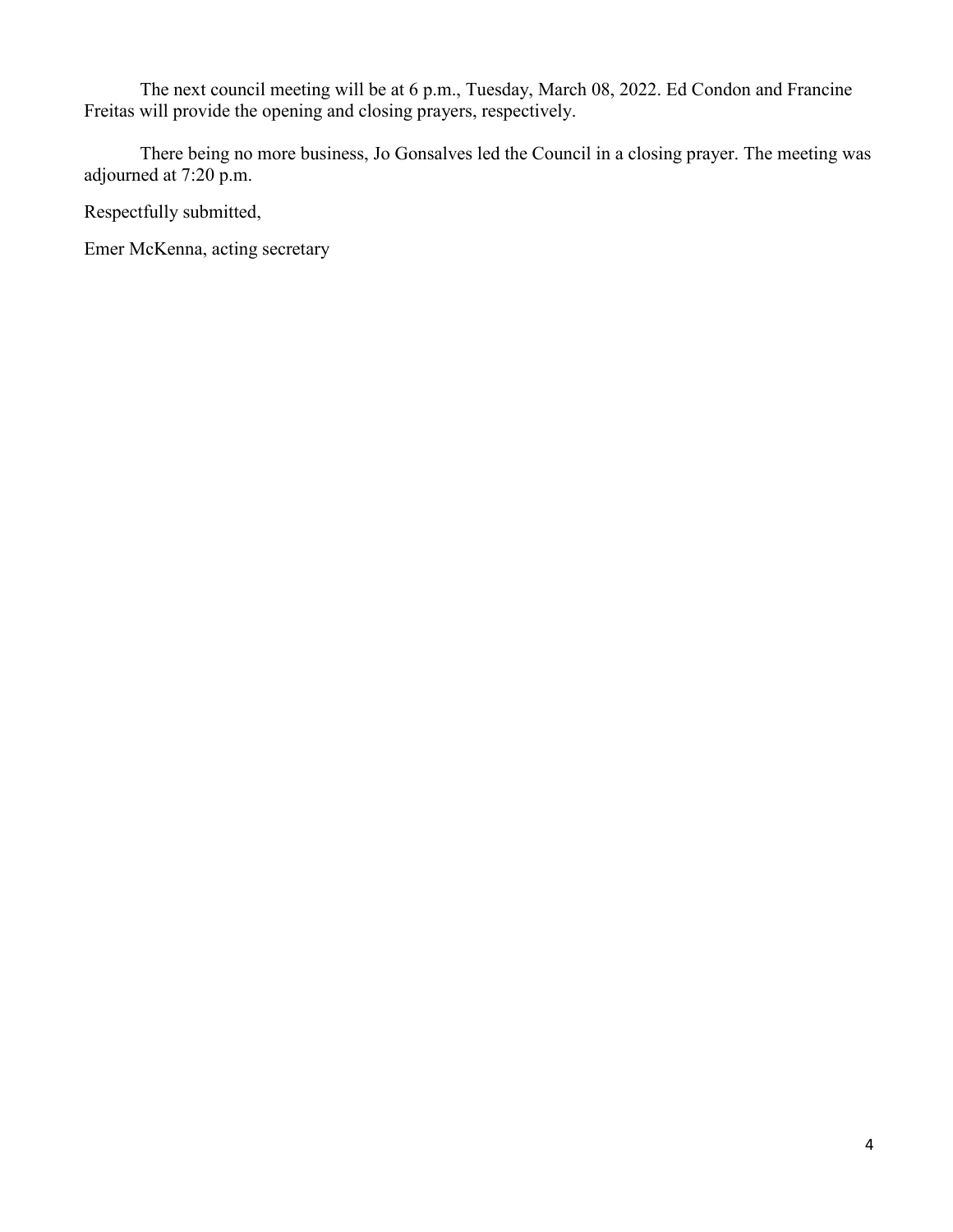The next council meeting will be at 6 p.m., Tuesday, March 08, 2022. Ed Condon and Francine Freitas will provide the opening and closing prayers, respectively.

There being no more business, Jo Gonsalves led the Council in a closing prayer. The meeting was adjourned at 7:20 p.m.

Respectfully submitted,

Emer McKenna, acting secretary